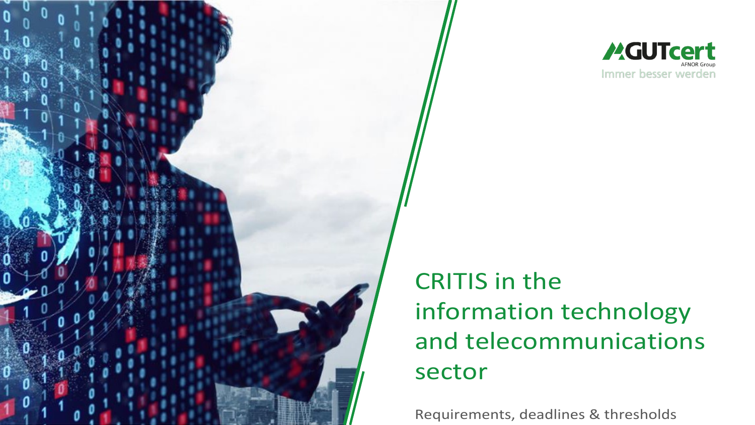GUTcert
AFNOR Group
Immer besser werden

# CRITIS in the information technology and telecommunications sector

Requirements, deadlines & thresholds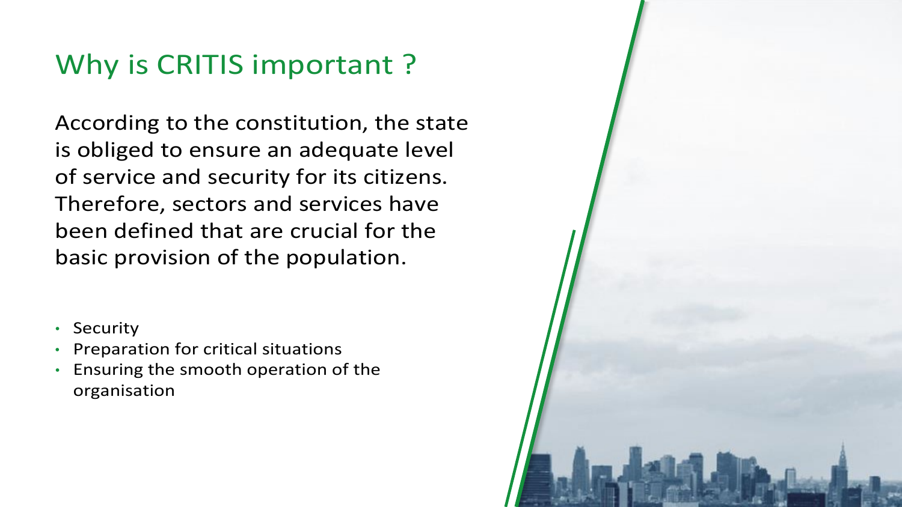# Why is CRITIS important ?

According to the constitution, the state is obliged to ensure an adequate level of service and security for its citizens. Therefore, sectors and services have been defined that are crucial for the basic provision of the population.

- Security
- Preparation for critical situations
- Ensuring the smooth operation of the organisation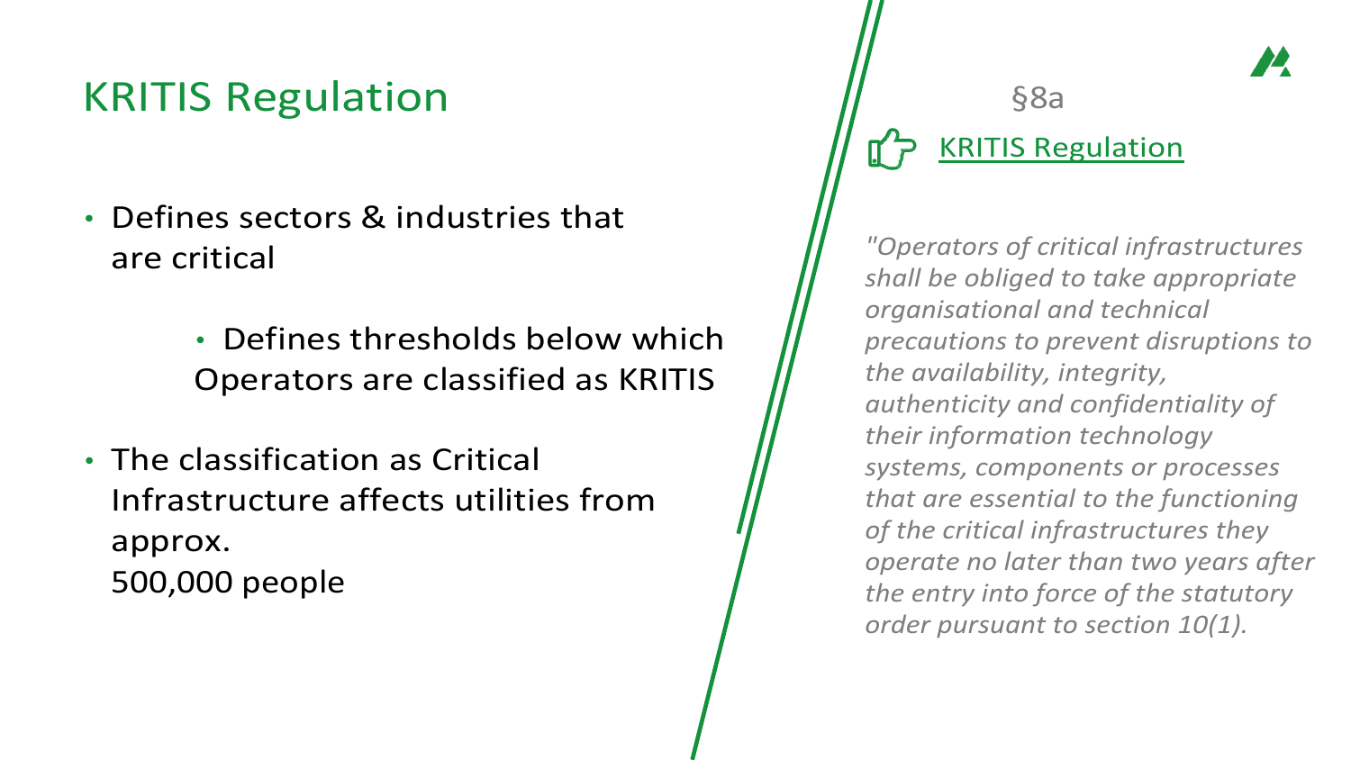# KRITIS Regulation

- Defines sectors & industries that are critical
  - Defines thresholds below which Operators are classified as KRITIS
- The classification as Critical Infrastructure affects utilities from approx. 500,000 people

§8a

KRITIS Regulation

*"Operators of critical infrastructures shall be obliged to take appropriate organisational and technical precautions to prevent disruptions to the availability, integrity, authenticity and confidentiality of their information technology systems, components or processes that are essential to the functioning of the critical infrastructures they operate no later than two years after the entry into force of the statutory order pursuant to section 10(1).*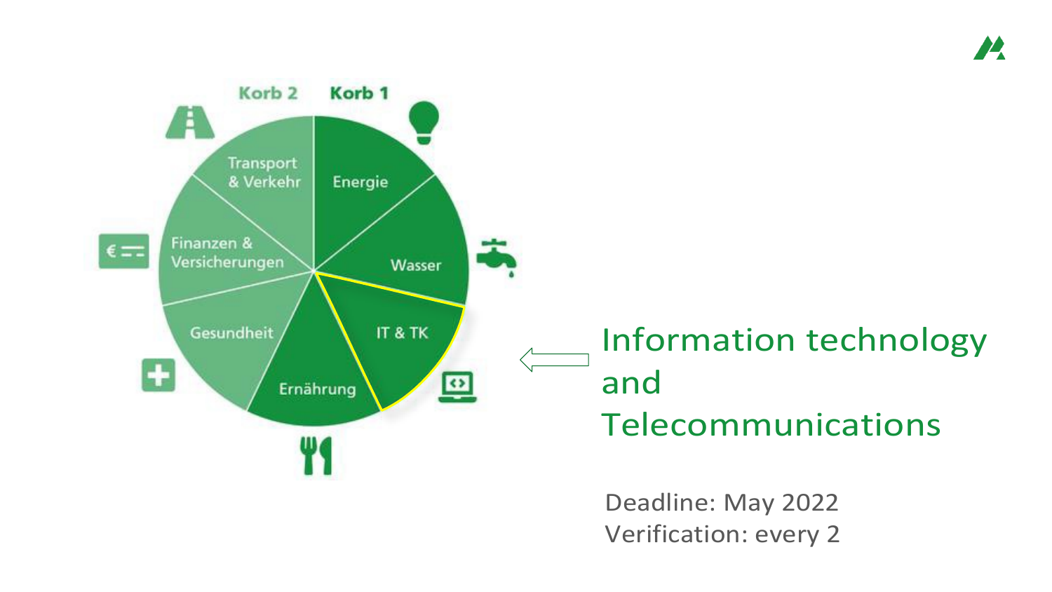Korb 2 | Korb 1

- Transport & Verkehr
- Energie
- Wasser
- IT & TK
- Ernährung
- Gesundheit
- Finanzen & Versicherungen

# Information technology and Telecommunications

Deadline: May 2022
Verification: every 2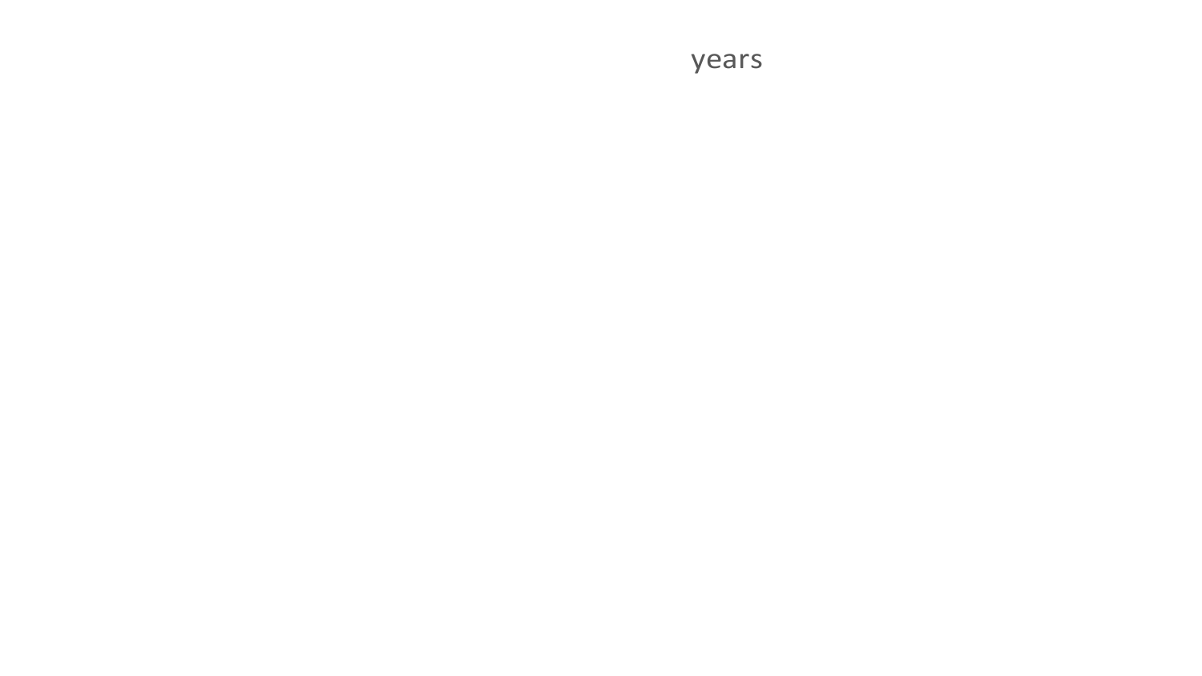years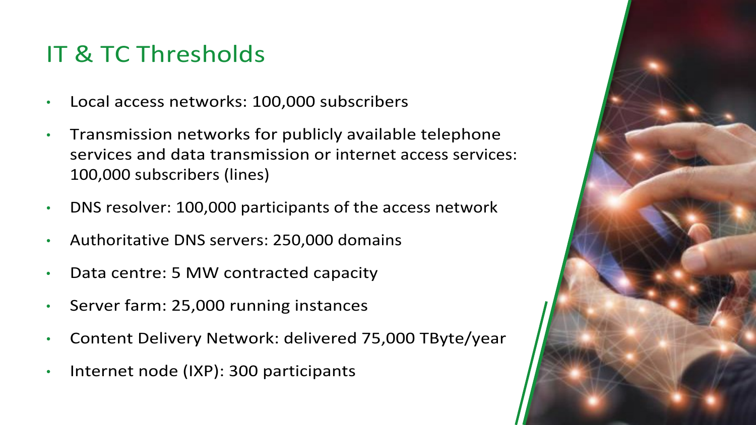# IT & TC Thresholds

- Local access networks: 100,000 subscribers
- Transmission networks for publicly available telephone services and data transmission or internet access services: 100,000 subscribers (lines)
- DNS resolver: 100,000 participants of the access network
- Authoritative DNS servers: 250,000 domains
- Data centre: 5 MW contracted capacity
- Server farm: 25,000 running instances
- Content Delivery Network: delivered 75,000 TByte/year
- Internet node (IXP): 300 participants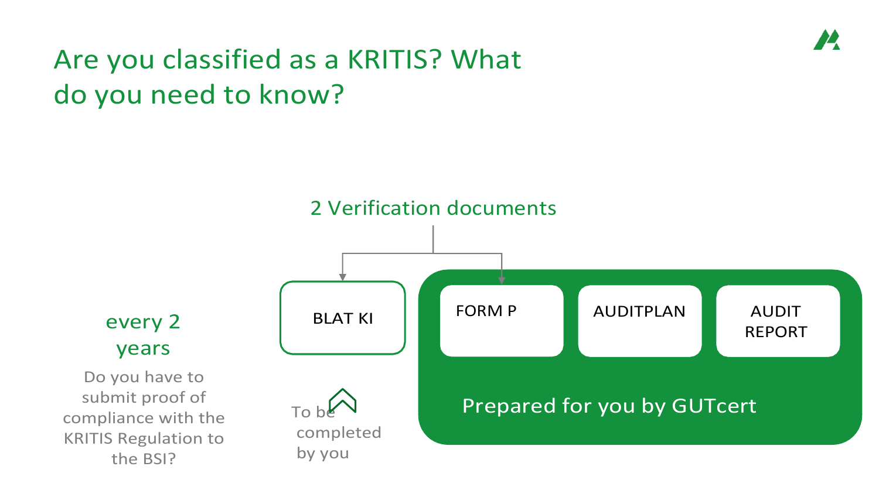# Are you classified as a KRITIS? What do you need to know?

**every 2 years**

Do you have to submit proof of compliance with the KRITIS Regulation to the BSI?

## 2 Verification documents

- BLAT KI
  - To be completed by you
- FORM P
- AUDITPLAN
- AUDIT REPORT
  - Prepared for you by GUTcert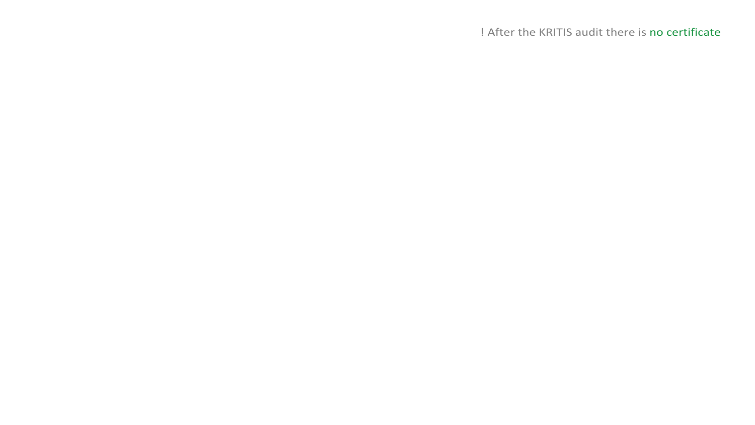! After the KRITIS audit there is no certificate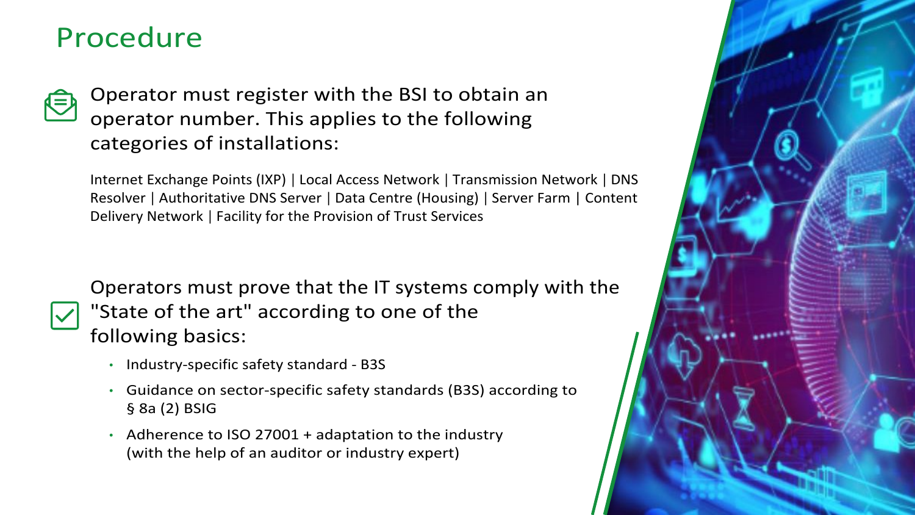# Procedure

Operator must register with the BSI to obtain an operator number. This applies to the following categories of installations:

Internet Exchange Points (IXP) | Local Access Network | Transmission Network | DNS Resolver | Authoritative DNS Server | Data Centre (Housing) | Server Farm | Content Delivery Network | Facility for the Provision of Trust Services

Operators must prove that the IT systems comply with the "State of the art" according to one of the following basics:

- Industry-specific safety standard - B3S
- Guidance on sector-specific safety standards (B3S) according to § 8a (2) BSIG
- Adherence to ISO 27001 + adaptation to the industry (with the help of an auditor or industry expert)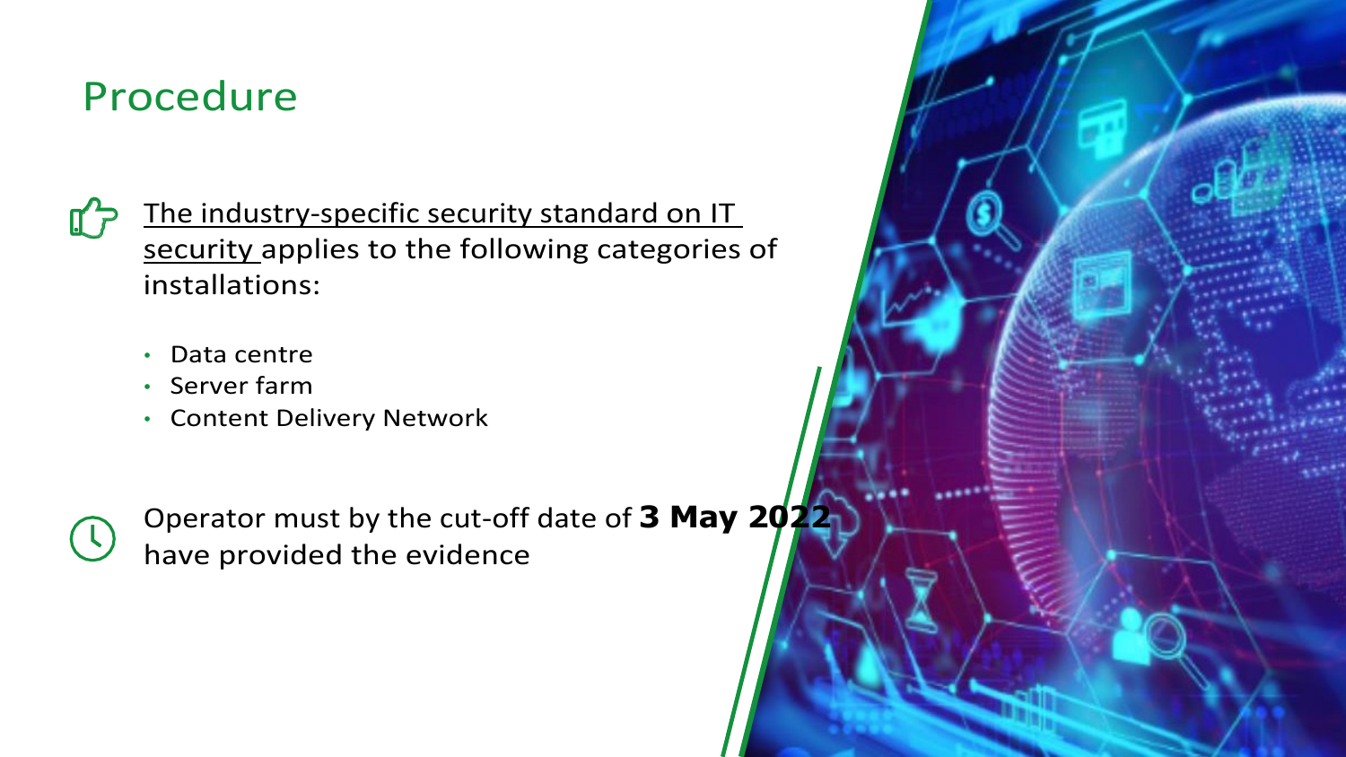# Procedure

The industry-specific security standard on IT security applies to the following categories of installations:

- Data centre
- Server farm
- Content Delivery Network

Operator must by the cut-off date of **3 May 2022** have provided the evidence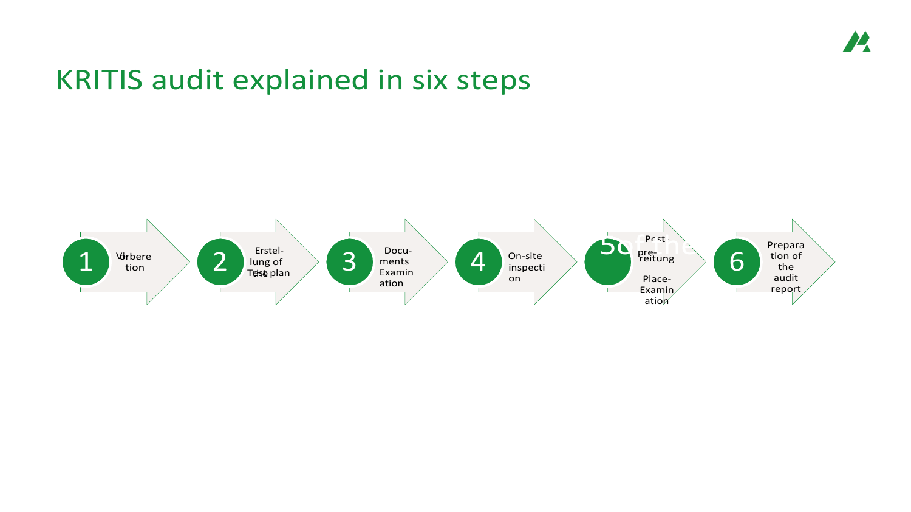# KRITIS audit explained in six steps

1. Vorbere tion
2. Erstel-lung of the Test plan
3. Docu-ments Examination
4. On-site inspection
5. of the Post-pre-reitung Place-Examination
6. Preparation of the audit report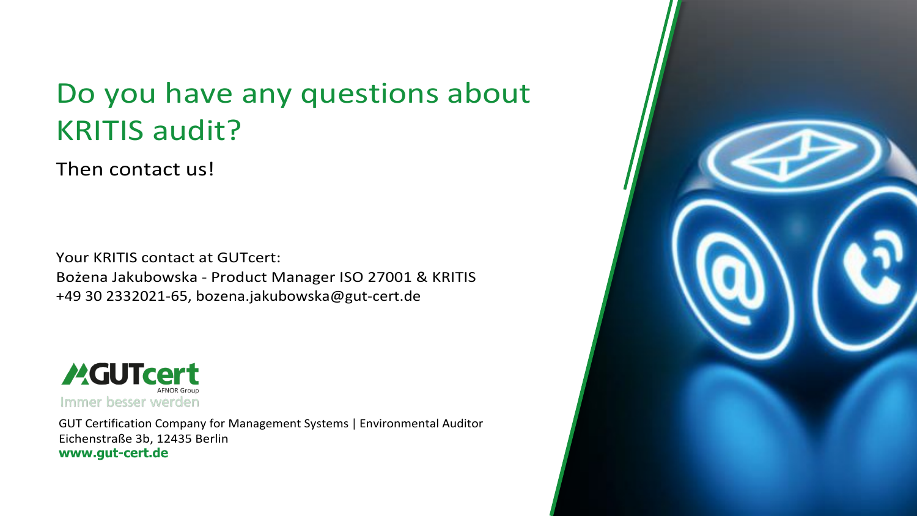# Do you have any questions about KRITIS audit?

Then contact us!

Your KRITIS contact at GUTcert:
Bożena Jakubowska - Product Manager ISO 27001 & KRITIS
+49 30 2332021-65, bozena.jakubowska@gut-cert.de

GUTcert
AFNOR Group
Immer besser werden

GUT Certification Company for Management Systems | Environmental Auditor
Eichenstraße 3b, 12435 Berlin
**www.gut-cert.de**